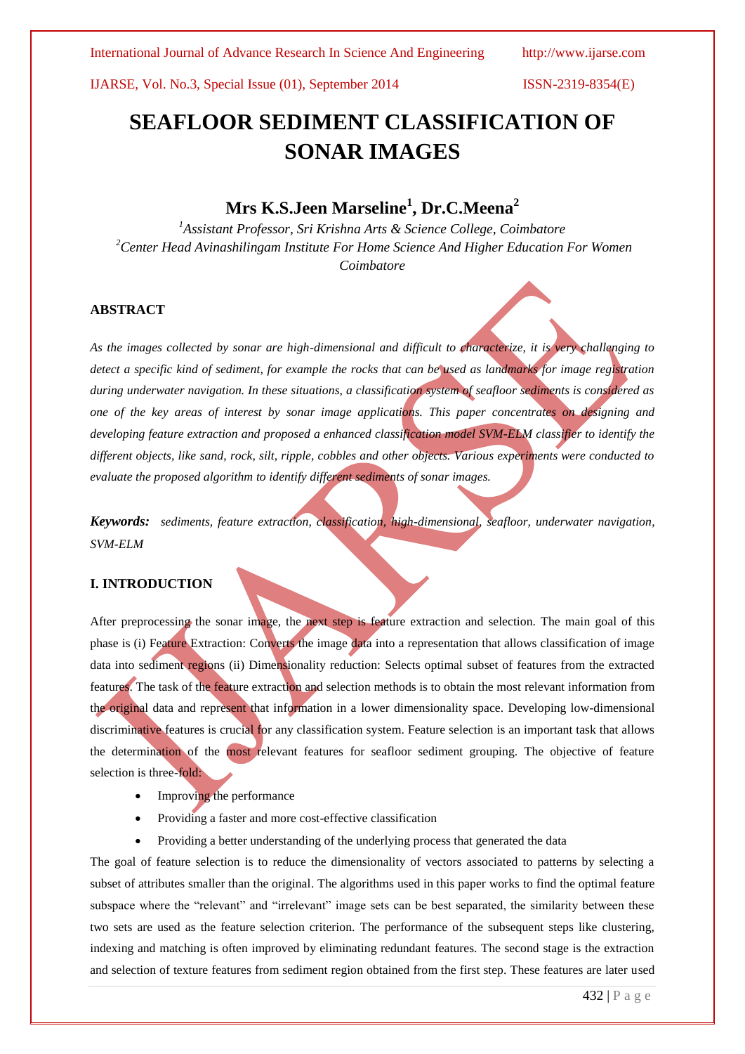# SEAFLOOR SEDIMENT CLASSIFICATION OF SONAR IMAGES

## Mrs K.S.Jeen Marseline[1], Dr.C.Meena[2]

*[1]Assistant Professor, Sri Krishna Arts & Science College, Coimbatore*
*[2]Center Head Avinashilingam Institute For Home Science And Higher Education For Women Coimbatore*

### ABSTRACT

*As the images collected by sonar are high-dimensional and difficult to characterize, it is very challenging to detect a specific kind of sediment, for example the rocks that can be used as landmarks for image registration during underwater navigation. In these situations, a classification system of seafloor sediments is considered as one of the key areas of interest by sonar image applications. This paper concentrates on designing and developing feature extraction and proposed a enhanced classification model SVM-ELM classifier to identify the different objects, like sand, rock, silt, ripple, cobbles and other objects. Various experiments were conducted to evaluate the proposed algorithm to identify different sediments of sonar images.*

***Keywords:*** *sediments, feature extraction, classification, high-dimensional, seafloor, underwater navigation, SVM-ELM*

### I. INTRODUCTION

After preprocessing the sonar image, the next step is feature extraction and selection. The main goal of this phase is (i) Feature Extraction: Converts the image data into a representation that allows classification of image data into sediment regions (ii) Dimensionality reduction: Selects optimal subset of features from the extracted features. The task of the feature extraction and selection methods is to obtain the most relevant information from the original data and represent that information in a lower dimensionality space. Developing low-dimensional discriminative features is crucial for any classification system. Feature selection is an important task that allows the determination of the most relevant features for seafloor sediment grouping. The objective of feature selection is three-fold:

- Improving the performance
- Providing a faster and more cost-effective classification
- Providing a better understanding of the underlying process that generated the data

The goal of feature selection is to reduce the dimensionality of vectors associated to patterns by selecting a subset of attributes smaller than the original. The algorithms used in this paper works to find the optimal feature subspace where the "relevant" and "irrelevant" image sets can be best separated, the similarity between these two sets are used as the feature selection criterion. The performance of the subsequent steps like clustering, indexing and matching is often improved by eliminating redundant features. The second stage is the extraction and selection of texture features from sediment region obtained from the first step. These features are later used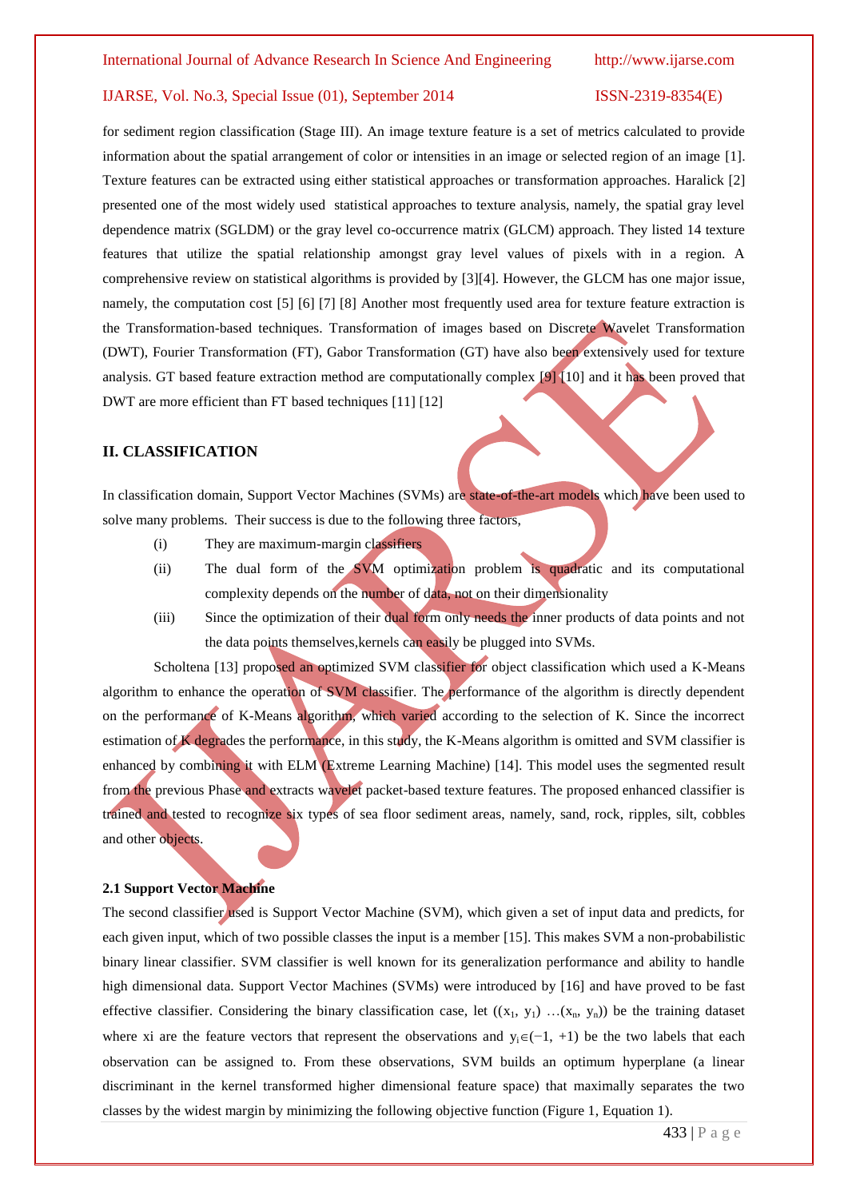for sediment region classification (Stage III). An image texture feature is a set of metrics calculated to provide information about the spatial arrangement of color or intensities in an image or selected region of an image [1]. Texture features can be extracted using either statistical approaches or transformation approaches. Haralick [2] presented one of the most widely used statistical approaches to texture analysis, namely, the spatial gray level dependence matrix (SGLDM) or the gray level co-occurrence matrix (GLCM) approach. They listed 14 texture features that utilize the spatial relationship amongst gray level values of pixels with in a region. A comprehensive review on statistical algorithms is provided by [3][4]. However, the GLCM has one major issue, namely, the computation cost [5] [6] [7] [8] Another most frequently used area for texture feature extraction is the Transformation-based techniques. Transformation of images based on Discrete Wavelet Transformation (DWT), Fourier Transformation (FT), Gabor Transformation (GT) have also been extensively used for texture analysis. GT based feature extraction method are computationally complex [9] [10] and it has been proved that DWT are more efficient than FT based techniques [11] [12]

## II. CLASSIFICATION

In classification domain, Support Vector Machines (SVMs) are state-of-the-art models which have been used to solve many problems. Their success is due to the following three factors,

(i) They are maximum-margin classifiers

(ii) The dual form of the SVM optimization problem is quadratic and its computational complexity depends on the number of data, not on their dimensionality

(iii) Since the optimization of their dual form only needs the inner products of data points and not the data points themselves,kernels can easily be plugged into SVMs.

Scholtena [13] proposed an optimized SVM classifier for object classification which used a K-Means algorithm to enhance the operation of SVM classifier. The performance of the algorithm is directly dependent on the performance of K-Means algorithm, which varied according to the selection of K. Since the incorrect estimation of K degrades the performance, in this study, the K-Means algorithm is omitted and SVM classifier is enhanced by combining it with ELM (Extreme Learning Machine) [14]. This model uses the segmented result from the previous Phase and extracts wavelet packet-based texture features. The proposed enhanced classifier is trained and tested to recognize six types of sea floor sediment areas, namely, sand, rock, ripples, silt, cobbles and other objects.

### 2.1 Support Vector Machine

The second classifier used is Support Vector Machine (SVM), which given a set of input data and predicts, for each given input, which of two possible classes the input is a member [15]. This makes SVM a non-probabilistic binary linear classifier. SVM classifier is well known for its generalization performance and ability to handle high dimensional data. Support Vector Machines (SVMs) were introduced by [16] and have proved to be fast effective classifier. Considering the binary classification case, let $((x_1, y_1) \ldots (x_n, y_n))$ be the training dataset where xi are the feature vectors that represent the observations and $y_i \in (-1, +1)$ be the two labels that each observation can be assigned to. From these observations, SVM builds an optimum hyperplane (a linear discriminant in the kernel transformed higher dimensional feature space) that maximally separates the two classes by the widest margin by minimizing the following objective function (Figure 1, Equation 1).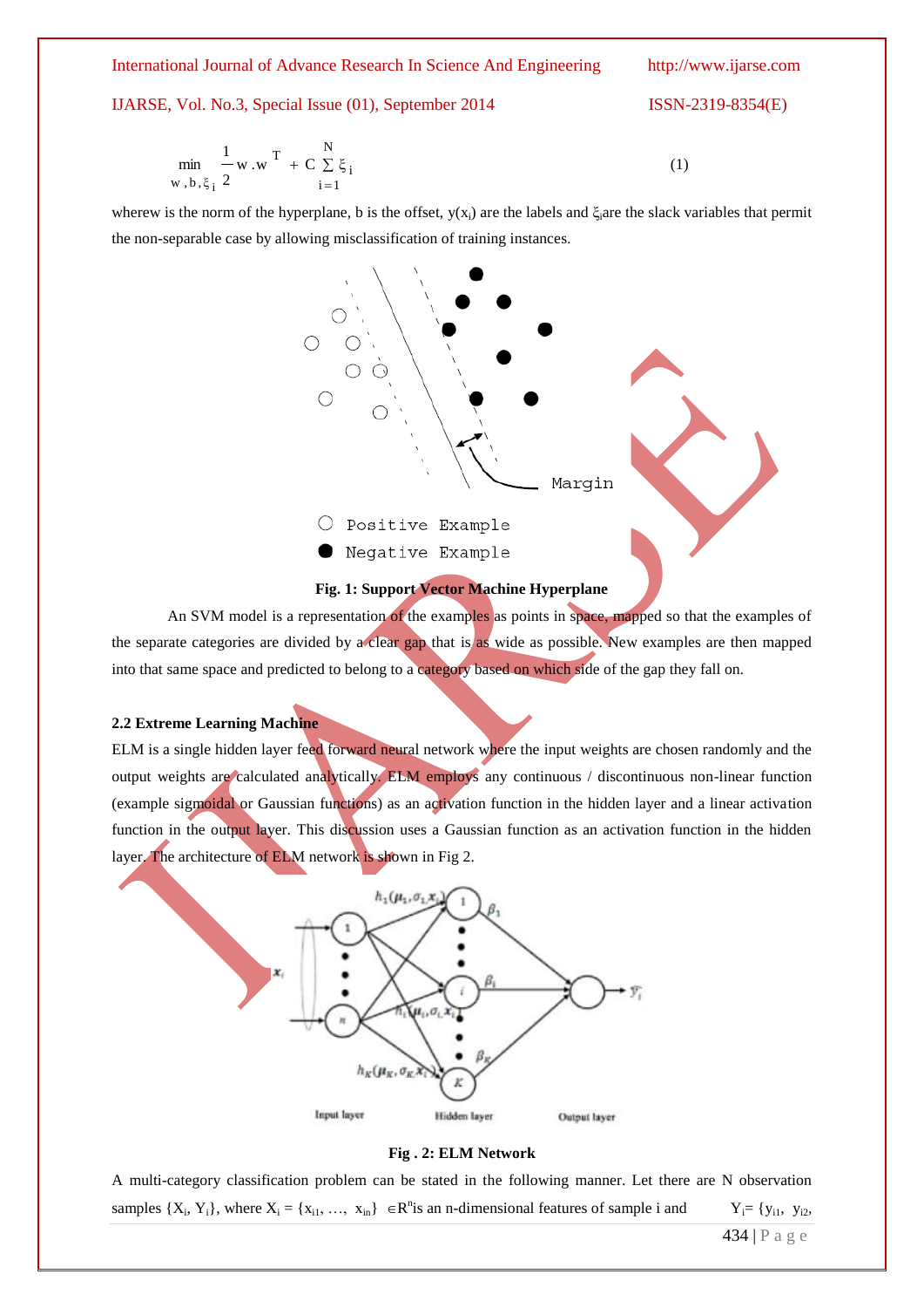$$\min_{w,b,\xi_i} \frac{1}{2} w.w^T + C\sum_{i=1}^{N}\xi_i \qquad (1)$$

wherew is the norm of the hyperplane, b is the offset, $y(x_i)$ are the labels and $\xi_i$are the slack variables that permit the non-separable case by allowing misclassification of training instances.

**Fig. 1: Support Vector Machine Hyperplane**

An SVM model is a representation of the examples as points in space, mapped so that the examples of the separate categories are divided by a clear gap that is as wide as possible. New examples are then mapped into that same space and predicted to belong to a category based on which side of the gap they fall on.

### 2.2 Extreme Learning Machine

ELM is a single hidden layer feed forward neural network where the input weights are chosen randomly and the output weights are calculated analytically. ELM employs any continuous / discontinuous non-linear function (example sigmoidal or Gaussian functions) as an activation function in the hidden layer and a linear activation function in the output layer. This discussion uses a Gaussian function as an activation function in the hidden layer. The architecture of ELM network is shown in Fig 2.

**Fig . 2: ELM Network**

A multi-category classification problem can be stated in the following manner. Let there are N observation samples $\{X_i, Y_i\}$, where $X_i = \{x_{i1}, \ldots, x_{in}\} \in R^n$is an n-dimensional features of sample i and $Y_i = \{y_{i1}, y_{i2},$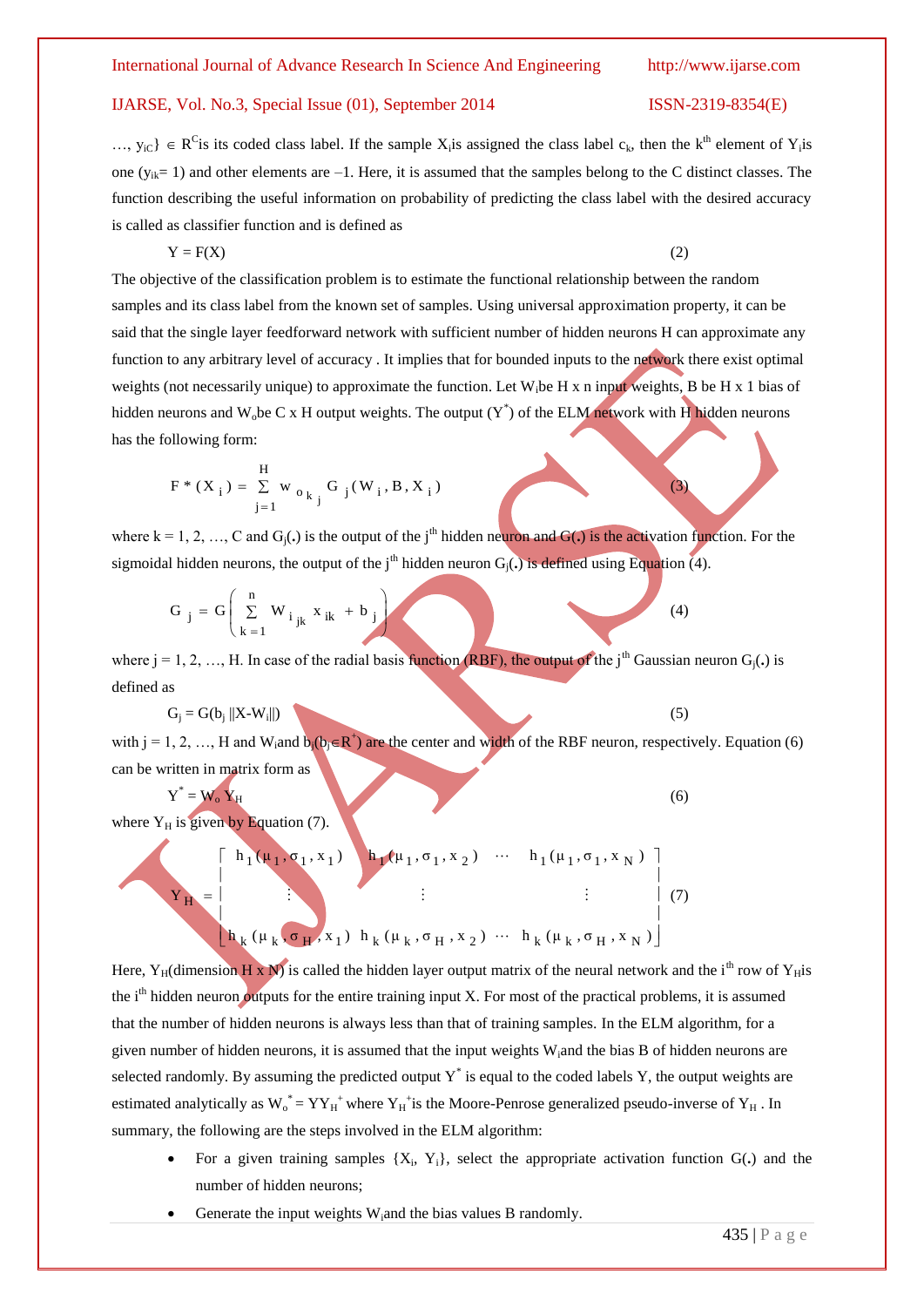…, $y_{iC}\} \in R^C$ is its coded class label. If the sample $X_i$ is assigned the class label $c_k$, then the $k^{th}$ element of $Y_i$ is one ($y_{ik}= 1$) and other elements are –1. Here, it is assumed that the samples belong to the C distinct classes. The function describing the useful information on probability of predicting the class label with the desired accuracy is called as classifier function and is defined as

$$Y = F(X) \tag{2}$$

The objective of the classification problem is to estimate the functional relationship between the random samples and its class label from the known set of samples. Using universal approximation property, it can be said that the single layer feedforward network with sufficient number of hidden neurons H can approximate any function to any arbitrary level of accuracy . It implies that for bounded inputs to the network there exist optimal weights (not necessarily unique) to approximate the function. Let $W_i$ be H x n input weights, B be H x 1 bias of hidden neurons and $W_o$ be C x H output weights. The output ($Y^*$) of the ELM network with H hidden neurons has the following form:

$$F^*(X_i) = \sum_{j=1}^{H} w_{o_{kj}} G_j(W_i, B, X_i) \tag{3}$$

where k = 1, 2, …, C and $G_j(.)$ is the output of the $j^{th}$ hidden neuron and $G(.)$ is the activation function. For the sigmoidal hidden neurons, the output of the $j^{th}$ hidden neuron $G_j(.)$ is defined using Equation (4).

$$G_j = G\left( \sum_{k=1}^{n} W_{i_{jk}} x_{ik} + b_j \right) \tag{4}$$

where j = 1, 2, …, H. In case of the radial basis function (RBF), the output of the $j^{th}$ Gaussian neuron $G_j(.)$ is defined as

$$G_j = G(b_j \, \|X-W_i\|) \tag{5}$$

with j = 1, 2, …, H and $W_i$ and $b_j (b_j \in R^+)$ are the center and width of the RBF neuron, respectively. Equation (6) can be written in matrix form as

$$Y^* = W_o \, Y_H \tag{6}$$

where $Y_H$ is given by Equation (7).

$$Y_H = \begin{bmatrix} h_1(\mu_1, \sigma_1, x_1) & h_1(\mu_1, \sigma_1, x_2) & \cdots & h_1(\mu_1, \sigma_1, x_N) \\ \vdots & \vdots & & \vdots \\ h_k(\mu_k, \sigma_H, x_1) & h_k(\mu_k, \sigma_H, x_2) & \cdots & h_k(\mu_k, \sigma_H, x_N) \end{bmatrix} \tag{7}$$

Here, $Y_H$(dimension H x N) is called the hidden layer output matrix of the neural network and the $i^{th}$ row of $Y_H$ is the $i^{th}$ hidden neuron outputs for the entire training input X. For most of the practical problems, it is assumed that the number of hidden neurons is always less than that of training samples. In the ELM algorithm, for a given number of hidden neurons, it is assumed that the input weights $W_i$ and the bias B of hidden neurons are selected randomly. By assuming the predicted output $Y^*$ is equal to the coded labels Y, the output weights are estimated analytically as $W_o^* = YY_H^+$ where $Y_H^+$ is the Moore-Penrose generalized pseudo-inverse of $Y_H$ . In summary, the following are the steps involved in the ELM algorithm:

- For a given training samples $\{X_i, Y_i\}$, select the appropriate activation function $G(.)$ and the number of hidden neurons;
- Generate the input weights $W_i$ and the bias values B randomly.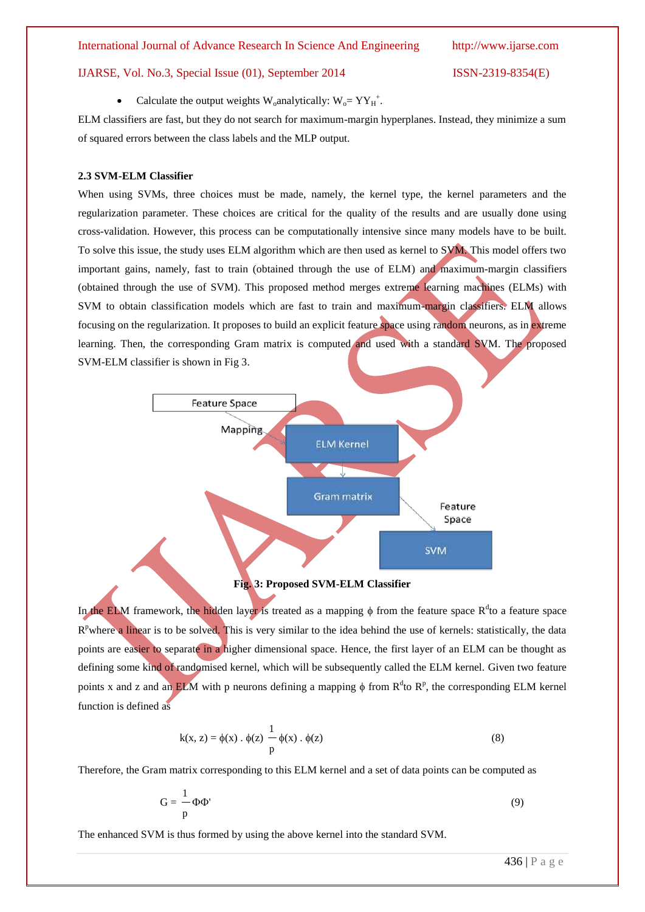- Calculate the output weights $W_o$analytically: $W_o = YY_H^+$.

ELM classifiers are fast, but they do not search for maximum-margin hyperplanes. Instead, they minimize a sum of squared errors between the class labels and the MLP output.

**2.3 SVM-ELM Classifier**

When using SVMs, three choices must be made, namely, the kernel type, the kernel parameters and the regularization parameter. These choices are critical for the quality of the results and are usually done using cross-validation. However, this process can be computationally intensive since many models have to be built. To solve this issue, the study uses ELM algorithm which are then used as kernel to SVM. This model offers two important gains, namely, fast to train (obtained through the use of ELM) and maximum-margin classifiers (obtained through the use of SVM). This proposed method merges extreme learning machines (ELMs) with SVM to obtain classification models which are fast to train and maximum-margin classifiers. ELM allows focusing on the regularization. It proposes to build an explicit feature space using random neurons, as in extreme learning. Then, the corresponding Gram matrix is computed and used with a standard SVM. The proposed SVM-ELM classifier is shown in Fig 3.

Feature Space → Mapping → ELM Kernel → Gram matrix → Feature Space → SVM

**Fig. 3: Proposed SVM-ELM Classifier**

In the ELM framework, the hidden layer is treated as a mapping $\phi$ from the feature space $R^d$to a feature space $R^p$where a linear is to be solved. This is very similar to the idea behind the use of kernels: statistically, the data points are easier to separate in a higher dimensional space. Hence, the first layer of an ELM can be thought as defining some kind of randomised kernel, which will be subsequently called the ELM kernel. Given two feature points x and z and an ELM with p neurons defining a mapping $\phi$ from $R^d$to $R^p$, the corresponding ELM kernel function is defined as

$$k(x, z) = \phi(x) . \phi(z) \frac{1}{p} \phi(x) . \phi(z) \tag{8}$$

Therefore, the Gram matrix corresponding to this ELM kernel and a set of data points can be computed as

$$G = \frac{1}{p} \Phi\Phi' \tag{9}$$

The enhanced SVM is thus formed by using the above kernel into the standard SVM.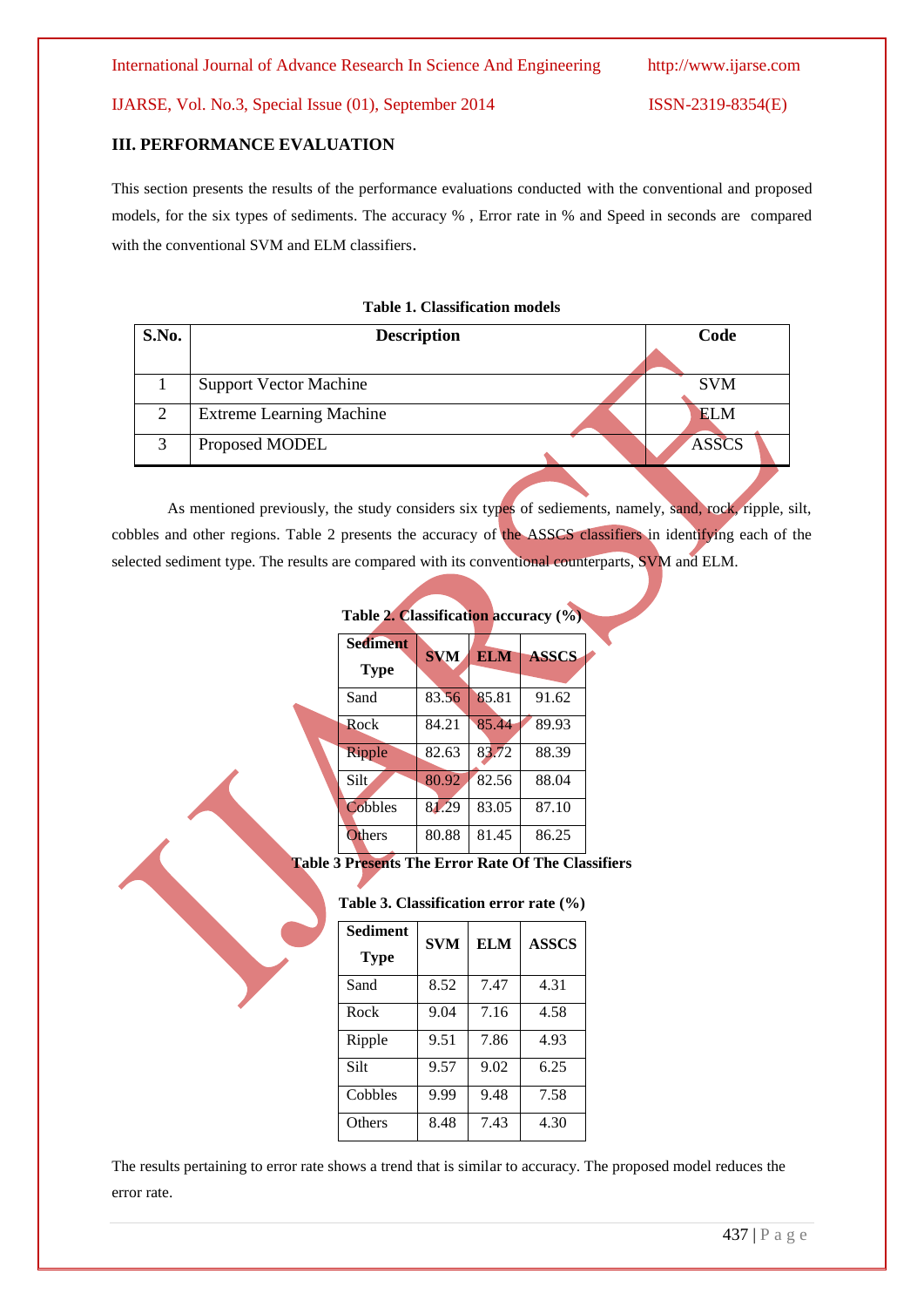## III. PERFORMANCE EVALUATION

This section presents the results of the performance evaluations conducted with the conventional and proposed models, for the six types of sediments. The accuracy % , Error rate in % and Speed in seconds are compared with the conventional SVM and ELM classifiers.

**Table 1. Classification models**

| S.No. | Description | Code |
|---|---|---|
| 1 | Support Vector Machine | SVM |
| 2 | Extreme Learning Machine | ELM |
| 3 | Proposed MODEL | ASSCS |

As mentioned previously, the study considers six types of sediements, namely, sand, rock, ripple, silt, cobbles and other regions. Table 2 presents the accuracy of the ASSCS classifiers in identifying each of the selected sediment type. The results are compared with its conventional counterparts, SVM and ELM.

**Table 2. Classification accuracy (%)**

| Sediment Type | SVM | ELM | ASSCS |
|---|---|---|---|
| Sand | 83.56 | 85.81 | 91.62 |
| Rock | 84.21 | 85.44 | 89.93 |
| Ripple | 82.63 | 83.72 | 88.39 |
| Silt | 80.92 | 82.56 | 88.04 |
| Cobbles | 81.29 | 83.05 | 87.10 |
| Others | 80.88 | 81.45 | 86.25 |

**Table 3 Presents The Error Rate Of The Classifiers**

**Table 3. Classification error rate (%)**

| Sediment Type | SVM | ELM | ASSCS |
|---|---|---|---|
| Sand | 8.52 | 7.47 | 4.31 |
| Rock | 9.04 | 7.16 | 4.58 |
| Ripple | 9.51 | 7.86 | 4.93 |
| Silt | 9.57 | 9.02 | 6.25 |
| Cobbles | 9.99 | 9.48 | 7.58 |
| Others | 8.48 | 7.43 | 4.30 |

The results pertaining to error rate shows a trend that is similar to accuracy. The proposed model reduces the error rate.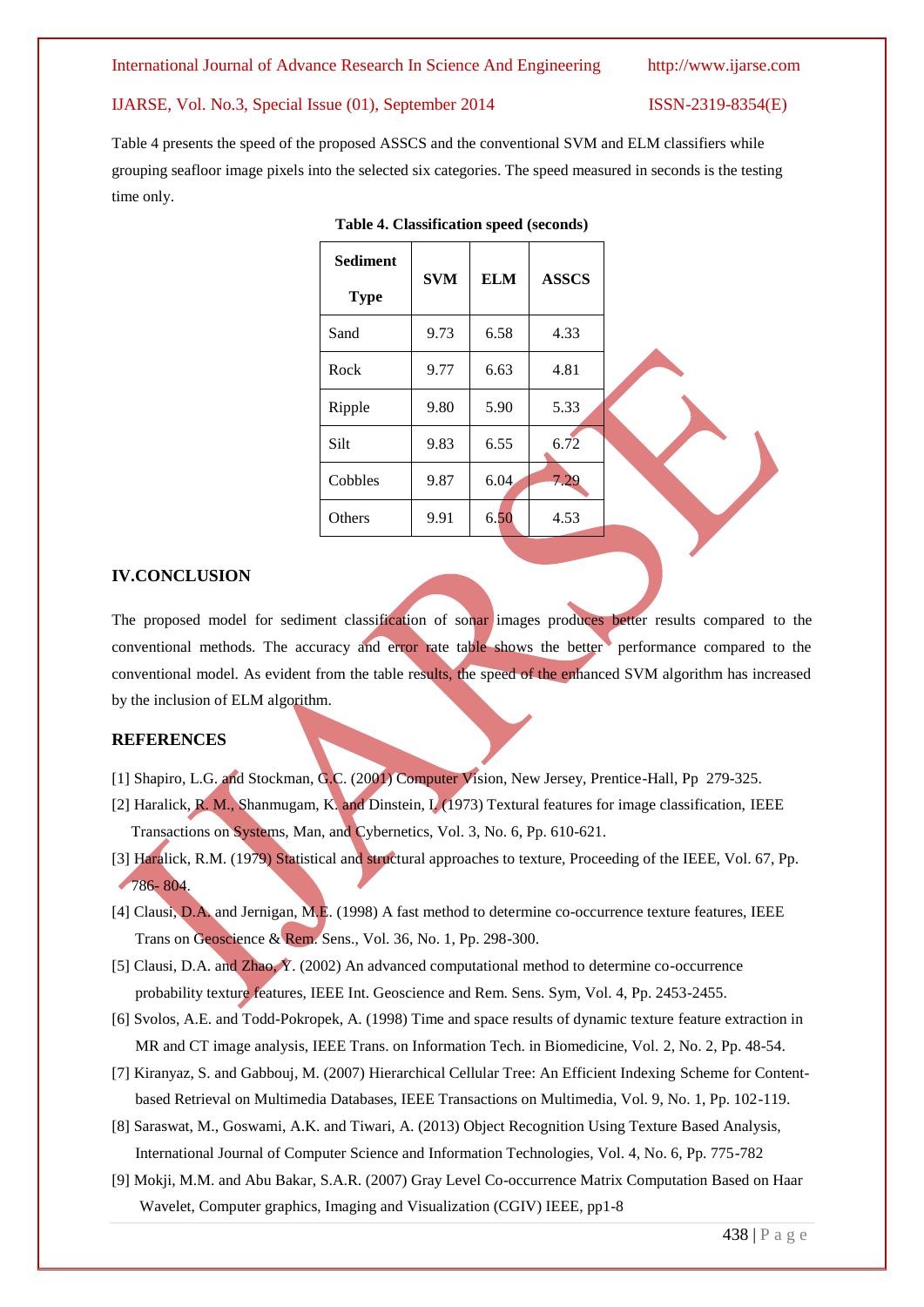Table 4 presents the speed of the proposed ASSCS and the conventional SVM and ELM classifiers while grouping seafloor image pixels into the selected six categories. The speed measured in seconds is the testing time only.

**Table 4. Classification speed (seconds)**

| Sediment Type | SVM | ELM | ASSCS |
|---|---|---|---|
| Sand | 9.73 | 6.58 | 4.33 |
| Rock | 9.77 | 6.63 | 4.81 |
| Ripple | 9.80 | 5.90 | 5.33 |
| Silt | 9.83 | 6.55 | 6.72 |
| Cobbles | 9.87 | 6.04 | 7.29 |
| Others | 9.91 | 6.50 | 4.53 |

## IV.CONCLUSION

The proposed model for sediment classification of sonar images produces better results compared to the conventional methods. The accuracy and error rate table shows the better performance compared to the conventional model. As evident from the table results, the speed of the enhanced SVM algorithm has increased by the inclusion of ELM algorithm.

## REFERENCES

[1] Shapiro, L.G. and Stockman, G.C. (2001) Computer Vision, New Jersey, Prentice-Hall, Pp 279-325.

[2] Haralick, R. M., Shanmugam, K. and Dinstein, I. (1973) Textural features for image classification, IEEE Transactions on Systems, Man, and Cybernetics, Vol. 3, No. 6, Pp. 610-621.

[3] Haralick, R.M. (1979) Statistical and structural approaches to texture, Proceeding of the IEEE, Vol. 67, Pp. 786- 804.

[4] Clausi, D.A. and Jernigan, M.E. (1998) A fast method to determine co-occurrence texture features, IEEE Trans on Geoscience & Rem. Sens., Vol. 36, No. 1, Pp. 298-300.

[5] Clausi, D.A. and Zhao, Y. (2002) An advanced computational method to determine co-occurrence probability texture features, IEEE Int. Geoscience and Rem. Sens. Sym, Vol. 4, Pp. 2453-2455.

[6] Svolos, A.E. and Todd-Pokropek, A. (1998) Time and space results of dynamic texture feature extraction in MR and CT image analysis, IEEE Trans. on Information Tech. in Biomedicine, Vol. 2, No. 2, Pp. 48-54.

[7] Kiranyaz, S. and Gabbouj, M. (2007) Hierarchical Cellular Tree: An Efficient Indexing Scheme for Content-based Retrieval on Multimedia Databases, IEEE Transactions on Multimedia, Vol. 9, No. 1, Pp. 102-119.

[8] Saraswat, M., Goswami, A.K. and Tiwari, A. (2013) Object Recognition Using Texture Based Analysis, International Journal of Computer Science and Information Technologies, Vol. 4, No. 6, Pp. 775-782

[9] Mokji, M.M. and Abu Bakar, S.A.R. (2007) Gray Level Co-occurrence Matrix Computation Based on Haar Wavelet, Computer graphics, Imaging and Visualization (CGIV) IEEE, pp1-8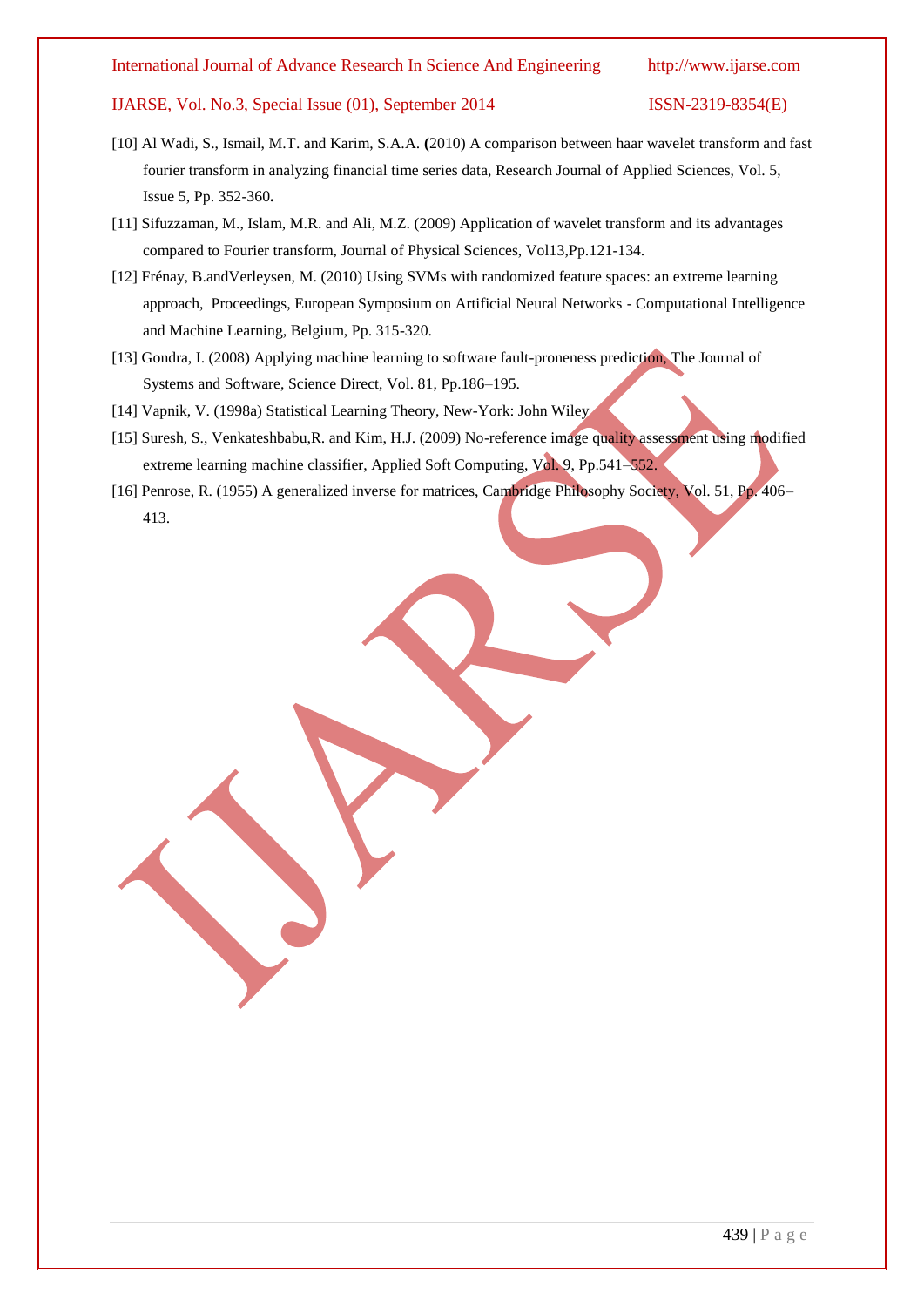[10] Al Wadi, S., Ismail, M.T. and Karim, S.A.A. (2010) A comparison between haar wavelet transform and fast fourier transform in analyzing financial time series data, Research Journal of Applied Sciences, Vol. 5, Issue 5, Pp. 352-360.

[11] Sifuzzaman, M., Islam, M.R. and Ali, M.Z. (2009) Application of wavelet transform and its advantages compared to Fourier transform, Journal of Physical Sciences, Vol13,Pp.121-134.

[12] Frénay, B.andVerleysen, M. (2010) Using SVMs with randomized feature spaces: an extreme learning approach, Proceedings, European Symposium on Artificial Neural Networks - Computational Intelligence and Machine Learning, Belgium, Pp. 315-320.

[13] Gondra, I. (2008) Applying machine learning to software fault-proneness prediction, The Journal of Systems and Software, Science Direct, Vol. 81, Pp.186–195.

[14] Vapnik, V. (1998a) Statistical Learning Theory, New-York: John Wiley.

[15] Suresh, S., Venkateshbabu,R. and Kim, H.J. (2009) No-reference image quality assessment using modified extreme learning machine classifier, Applied Soft Computing, Vol. 9, Pp.541–552.

[16] Penrose, R. (1955) A generalized inverse for matrices, Cambridge Philosophy Society, Vol. 51, Pp. 406–413.